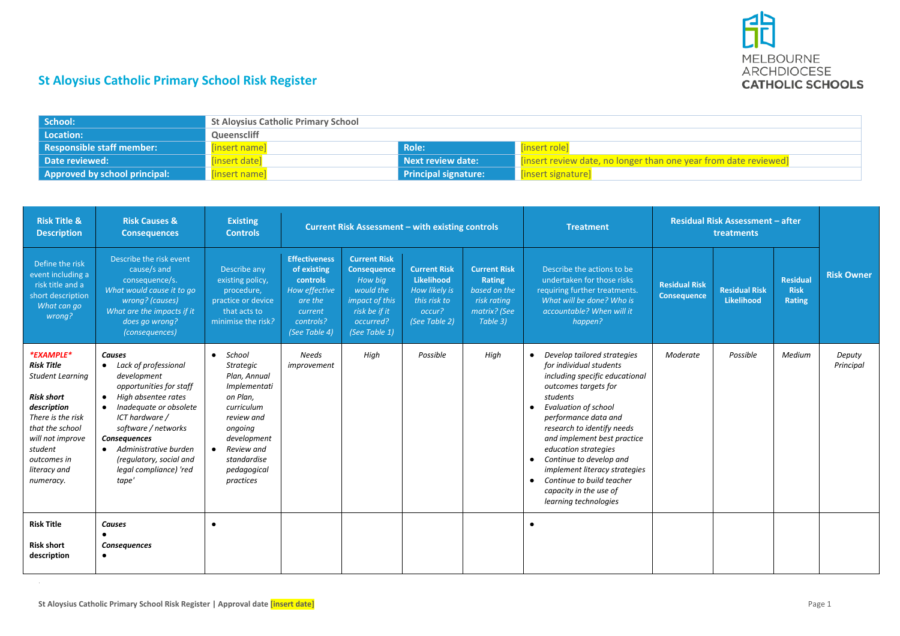MELBOURNE ARCHDIOCESE CATHOLIC SCHOOLS

# St Aloysius Catholic Primary School Risk Register

| | | | |
|---|---|---|---|
| **School:** | St Aloysius Catholic Primary School | | |
| **Location:** | Queenscliff | | |
| **Responsible staff member:** | [insert name] | **Role:** | [insert role] |
| **Date reviewed:** | [insert date] | **Next review date:** | [insert review date, no longer than one year from date reviewed] |
| **Approved by school principal:** | [insert name] | **Principal signature:** | [insert signature] |

| Risk Title & Description | Risk Causes & Consequences | Existing Controls | Current Risk Assessment – with existing controls | | | | Treatment | Residual Risk Assessment – after treatments | | | Risk Owner |
|---|---|---|---|---|---|---|---|---|---|---|---|
| Define the risk event including a risk title and a short description *What can go wrong?* | Describe the risk event cause/s and consequence/s. *What would cause it to go wrong? (causes)* *What are the impacts if it does go wrong? (consequences)* | Describe any existing policy, procedure, practice or device that acts to minimise the risk? | **Effectiveness of existing controls** *How effective are the current controls? (See Table 4)* | **Current Risk Consequence** *How big would the impact of this risk be if it occurred? (See Table 1)* | **Current Risk Likelihood** *How likely is this risk to occur? (See Table 2)* | **Current Risk Rating** *based on the risk rating matrix? (See Table 3)* | Describe the actions to be undertaken for those risks requiring further treatments. *What will be done? Who is accountable? When will it happen?* | **Residual Risk Consequence** | **Residual Risk Likelihood** | **Residual Risk Rating** | |
| ***\*EXAMPLE\**** ***Risk Title*** *Student Learning* ***Risk short description*** *There is the risk that the school will not improve student outcomes in literacy and numeracy.* | ***Causes*** • *Lack of professional development opportunities for staff* • *High absentee rates* • *Inadequate or obsolete ICT hardware / software / networks* ***Consequences*** • *Administrative burden (regulatory, social and legal compliance) 'red tape'* | • *School Strategic Plan, Annual Implementation Plan, curriculum review and ongoing development* • *Review and standardise pedagogical practices* | *Needs improvement* | *High* | *Possible* | *High* | • *Develop tailored strategies for individual students including specific educational outcomes targets for students* • *Evaluation of school performance data and research to identify needs and implement best practice education strategies* • *Continue to develop and implement literacy strategies* • *Continue to build teacher capacity in the use of learning technologies* | *Moderate* | *Possible* | *Medium* | *Deputy Principal* |
| **Risk Title** **Risk short description** | ***Causes*** • ***Consequences*** • | • | | | | | • | | | | |

St Aloysius Catholic Primary School Risk Register | Approval date [insert date]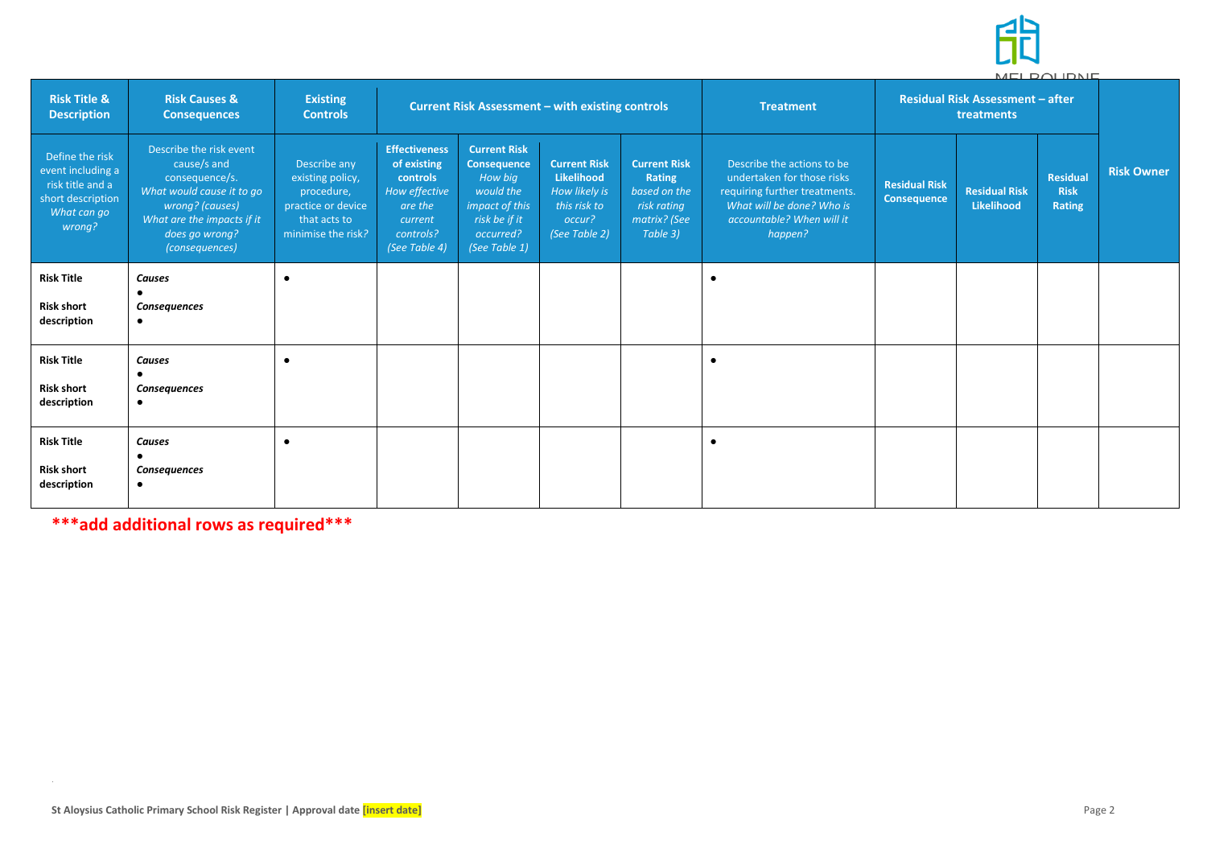| Risk Title & Description | Risk Causes & Consequences | Existing Controls | Current Risk Assessment – with existing controls | | | | Treatment | Residual Risk Assessment – after treatments | | | Risk Owner |
|---|---|---|---|---|---|---|---|---|---|---|---|
| Define the risk event including a risk title and a short description *What can go wrong?* | Describe the risk event cause/s and consequence/s. *What would cause it to go wrong? (causes)* *What are the impacts if it does go wrong? (consequences)* | Describe any existing policy, procedure, practice or device that acts to minimise the risk? | **Effectiveness of existing controls** *How effective are the current controls? (See Table 4)* | **Current Risk Consequence** *How big would the impact of this risk be if it occurred? (See Table 1)* | **Current Risk Likelihood** *How likely is this risk to occur? (See Table 2)* | **Current Risk Rating** *based on the risk rating matrix? (See Table 3)* | Describe the actions to be undertaken for those risks requiring further treatments. *What will be done? Who is accountable? When will it happen?* | **Residual Risk Consequence** | **Residual Risk Likelihood** | **Residual Risk Rating** | |
| **Risk Title**<br><br>**Risk short description** | ***Causes***<br>•<br>***Consequences***<br>• | • | | | | | • | | | | |
| **Risk Title**<br><br>**Risk short description** | ***Causes***<br>•<br>***Consequences***<br>• | • | | | | | • | | | | |
| **Risk Title**<br><br>**Risk short description** | ***Causes***<br>•<br>***Consequences***<br>• | • | | | | | • | | | | |

*****add additional rows as required*****

**St Aloysius Catholic Primary School Risk Register | Approval date [insert date]**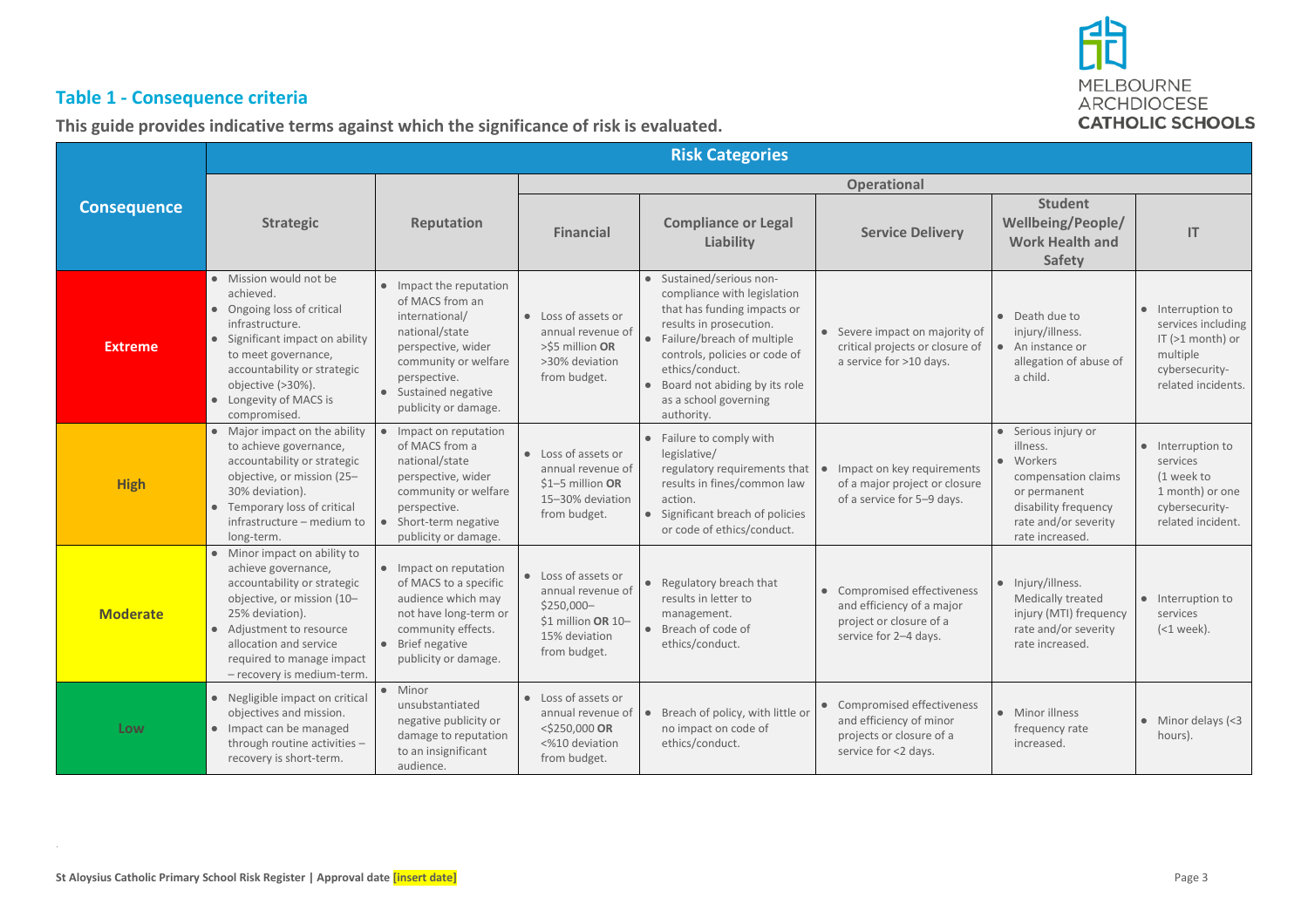## Table 1 - Consequence criteria

**This guide provides indicative terms against which the significance of risk is evaluated.**

| Consequence | Risk Categories | | | | | | |
|---|---|---|---|---|---|---|---|
| | | | Operational | | | | |
| | Strategic | Reputation | Financial | Compliance or Legal Liability | Service Delivery | Student Wellbeing/People/ Work Health and Safety | IT |
| **Extreme** | • Mission would not be achieved.<br>• Ongoing loss of critical infrastructure.<br>• Significant impact on ability to meet governance, accountability or strategic objective (>30%).<br>• Longevity of MACS is compromised. | • Impact the reputation of MACS from an international/ national/state perspective, wider community or welfare perspective.<br>• Sustained negative publicity or damage. | • Loss of assets or annual revenue of >$5 million **OR** >30% deviation from budget. | • Sustained/serious non-compliance with legislation that has funding impacts or results in prosecution.<br>• Failure/breach of multiple controls, policies or code of ethics/conduct.<br>• Board not abiding by its role as a school governing authority. | • Severe impact on majority of critical projects or closure of a service for >10 days. | • Death due to injury/illness.<br>• An instance or allegation of abuse of a child. | • Interruption to services including IT (>1 month) or multiple cybersecurity-related incidents. |
| **High** | • Major impact on the ability to achieve governance, accountability or strategic objective, or mission (25–30% deviation).<br>• Temporary loss of critical infrastructure – medium to long-term. | • Impact on reputation of MACS from a national/state perspective, wider community or welfare perspective.<br>• Short-term negative publicity or damage. | • Loss of assets or annual revenue of $1–5 million **OR** 15–30% deviation from budget. | • Failure to comply with legislative/ regulatory requirements that results in fines/common law action.<br>• Significant breach of policies or code of ethics/conduct. | • Impact on key requirements of a major project or closure of a service for 5–9 days. | • Serious injury or illness.<br>• Workers compensation claims or permanent disability frequency rate and/or severity rate increased. | • Interruption to services (1 week to 1 month) or one cybersecurity-related incident. |
| **Moderate** | • Minor impact on ability to achieve governance, accountability or strategic objective, or mission (10–25% deviation).<br>• Adjustment to resource allocation and service required to manage impact – recovery is medium-term. | • Impact on reputation of MACS to a specific audience which may not have long-term or community effects.<br>• Brief negative publicity or damage. | • Loss of assets or annual revenue of $250,000–$1 million **OR** 10–15% deviation from budget. | • Regulatory breach that results in letter to management.<br>• Breach of code of ethics/conduct. | • Compromised effectiveness and efficiency of a major project or closure of a service for 2–4 days. | • Injury/illness. Medically treated injury (MTI) frequency rate and/or severity rate increased. | • Interruption to services (<1 week). |
| **Low** | • Negligible impact on critical objectives and mission.<br>• Impact can be managed through routine activities – recovery is short-term. | • Minor unsubstantiated negative publicity or damage to reputation to an insignificant audience. | • Loss of assets or annual revenue of <$250,000 **OR** <%10 deviation from budget. | • Breach of policy, with little or no impact on code of ethics/conduct. | • Compromised effectiveness and efficiency of minor projects or closure of a service for <2 days. | • Minor illness frequency rate increased. | • Minor delays (<3 hours). |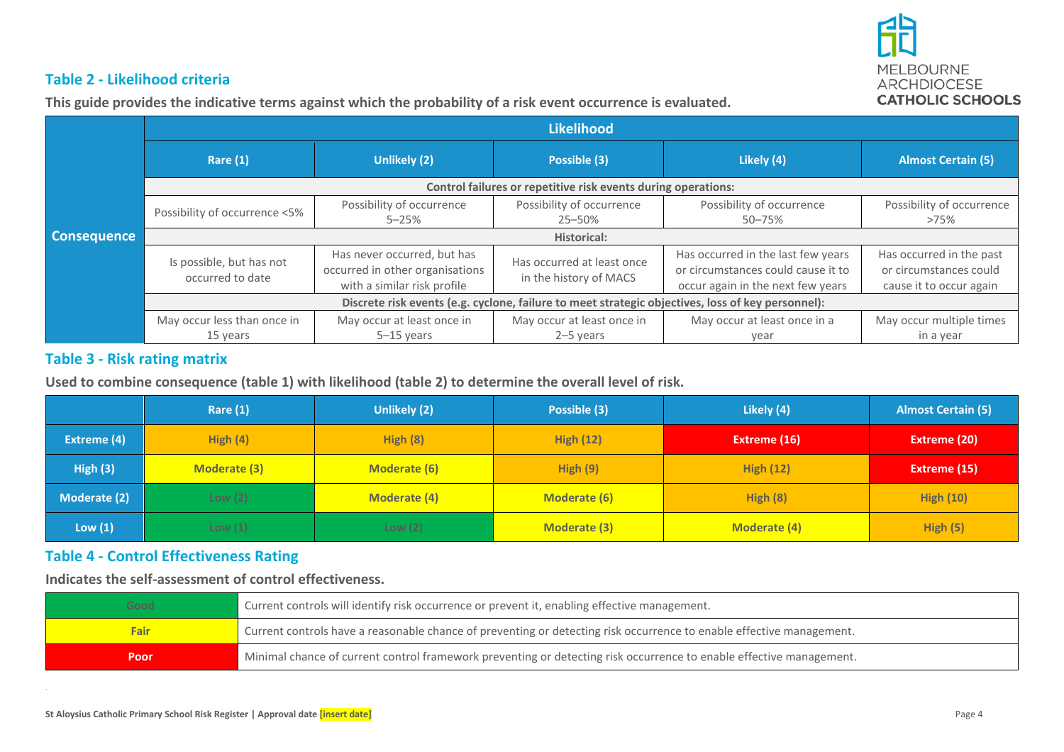### Table 2 - Likelihood criteria

**This guide provides the indicative terms against which the probability of a risk event occurrence is evaluated.**

| Consequence | Likelihood | | | | |
|---|---|---|---|---|---|
| | **Rare (1)** | **Unlikely (2)** | **Possible (3)** | **Likely (4)** | **Almost Certain (5)** |
| | **Control failures or repetitive risk events during operations:** | | | | |
| | Possibility of occurrence <5% | Possibility of occurrence 5–25% | Possibility of occurrence 25–50% | Possibility of occurrence 50–75% | Possibility of occurrence >75% |
| | **Historical:** | | | | |
| | Is possible, but has not occurred to date | Has never occurred, but has occurred in other organisations with a similar risk profile | Has occurred at least once in the history of MACS | Has occurred in the last few years or circumstances could cause it to occur again in the next few years | Has occurred in the past or circumstances could cause it to occur again |
| | **Discrete risk events (e.g. cyclone, failure to meet strategic objectives, loss of key personnel):** | | | | |
| | May occur less than once in 15 years | May occur at least once in 5–15 years | May occur at least once in 2–5 years | May occur at least once in a year | May occur multiple times in a year |

### Table 3 - Risk rating matrix

**Used to combine consequence (table 1) with likelihood (table 2) to determine the overall level of risk.**

| | Rare (1) | Unlikely (2) | Possible (3) | Likely (4) | Almost Certain (5) |
|---|---|---|---|---|---|
| **Extreme (4)** | High (4) | High (8) | High (12) | Extreme (16) | Extreme (20) |
| **High (3)** | Moderate (3) | Moderate (6) | High (9) | High (12) | Extreme (15) |
| **Moderate (2)** | Low (2) | Moderate (4) | Moderate (6) | High (8) | High (10) |
| **Low (1)** | Low (1) | Low (2) | Moderate (3) | Moderate (4) | High (5) |

### Table 4 - Control Effectiveness Rating

**Indicates the self-assessment of control effectiveness.**

| | |
|---|---|
| Good | Current controls will identify risk occurrence or prevent it, enabling effective management. |
| Fair | Current controls have a reasonable chance of preventing or detecting risk occurrence to enable effective management. |
| Poor | Minimal chance of current control framework preventing or detecting risk occurrence to enable effective management. |